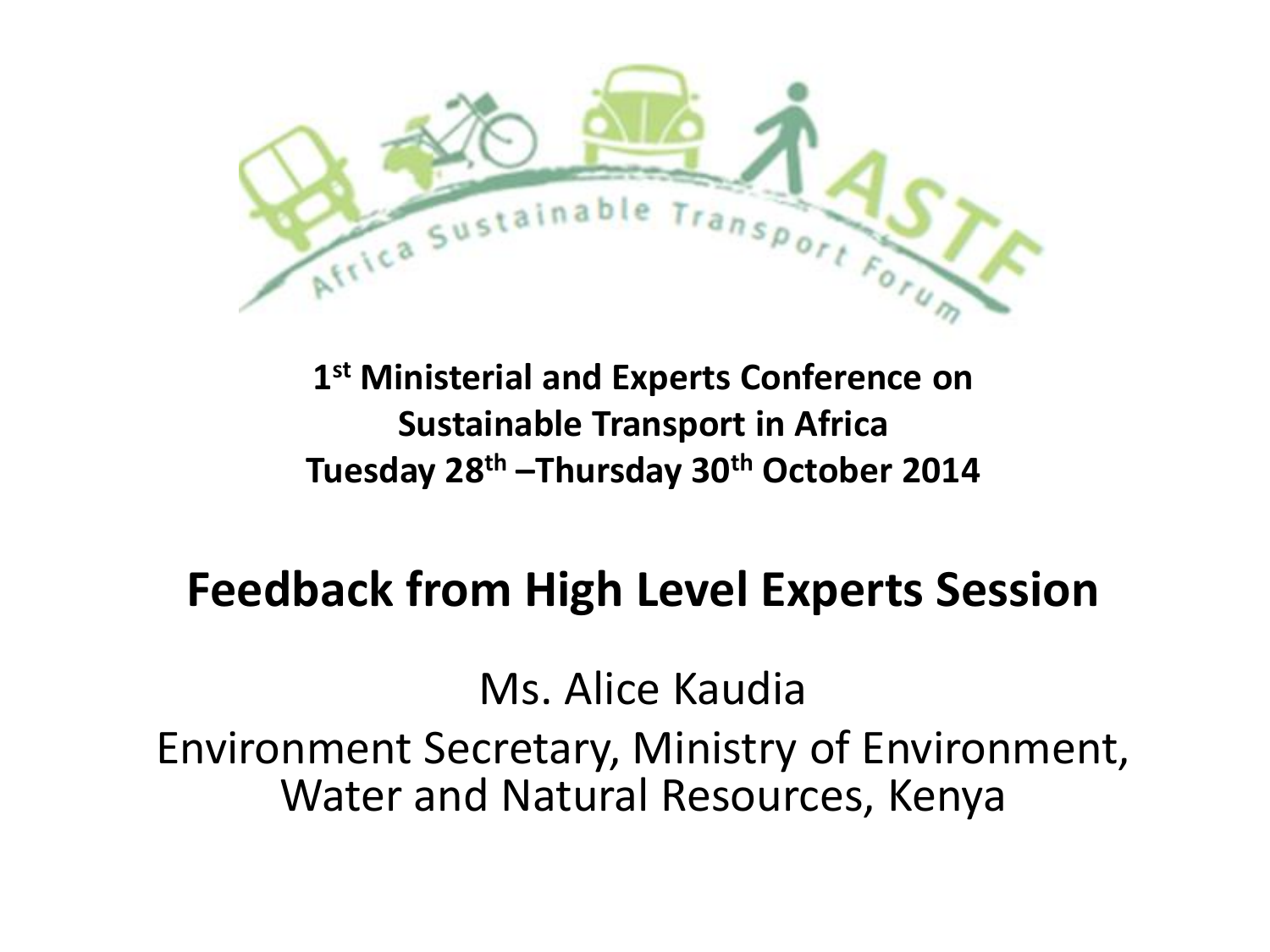Africa Sustainable Transport Forum ASTF

**1st Ministerial and Experts Conference on Sustainable Transport in Africa**
**Tuesday 28th –Thursday 30th October 2014**

# Feedback from High Level Experts Session

Ms. Alice Kaudia

Environment Secretary, Ministry of Environment, Water and Natural Resources, Kenya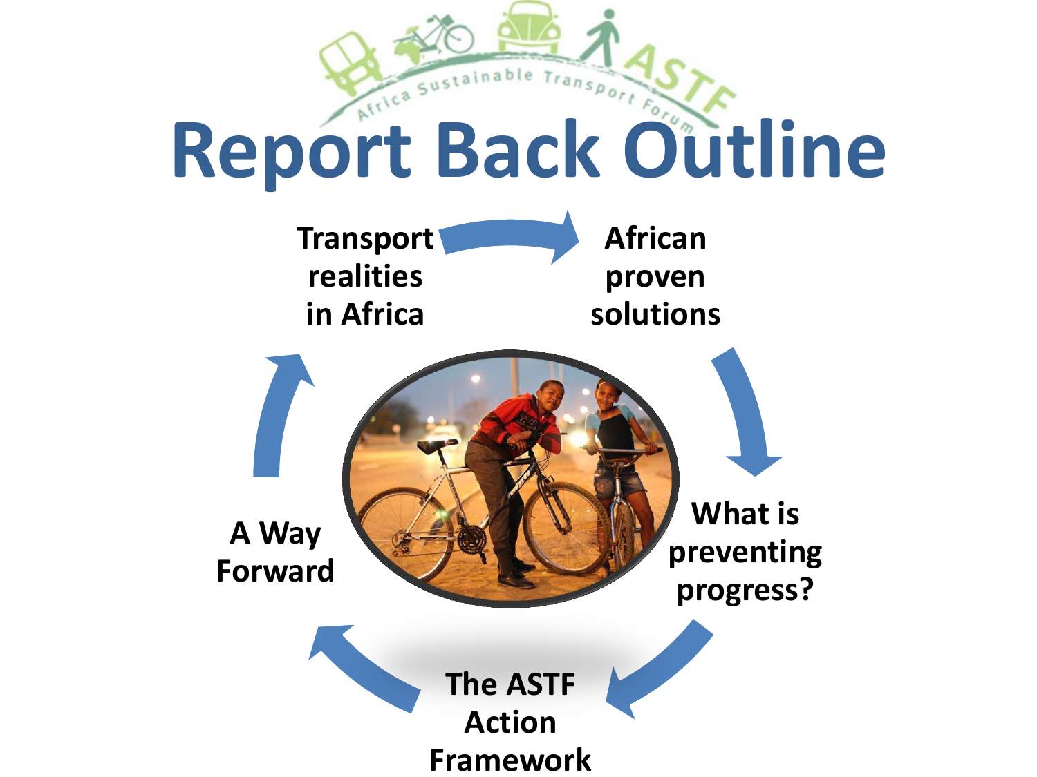# Report Back Outline

- Transport realities in Africa
- African proven solutions
- What is preventing progress?
- The ASTF Action Framework
- A Way Forward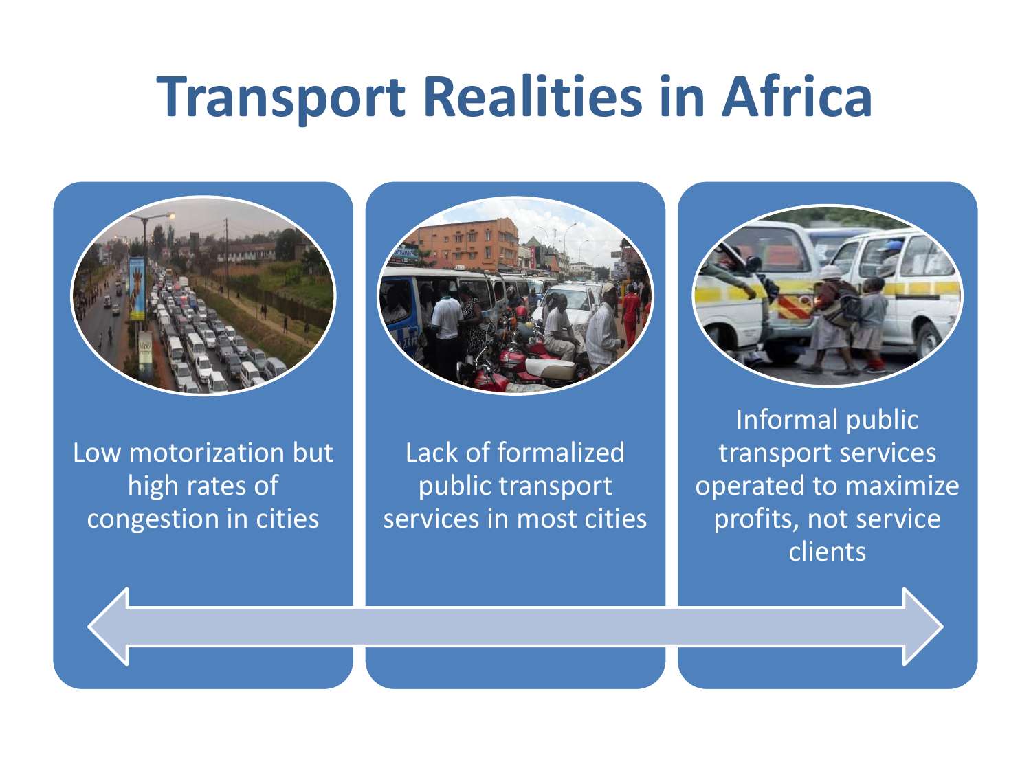# Transport Realities in Africa

- Low motorization but high rates of congestion in cities
- Lack of formalized public transport services in most cities
- Informal public transport services operated to maximize profits, not service clients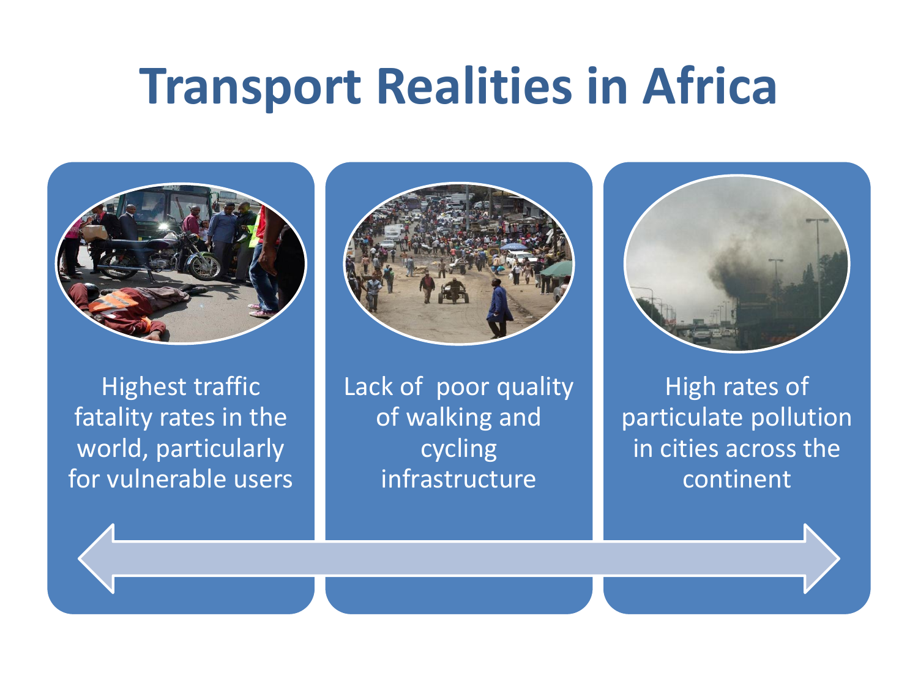# Transport Realities in Africa

Highest traffic fatality rates in the world, particularly for vulnerable users

Lack of poor quality of walking and cycling infrastructure

High rates of particulate pollution in cities across the continent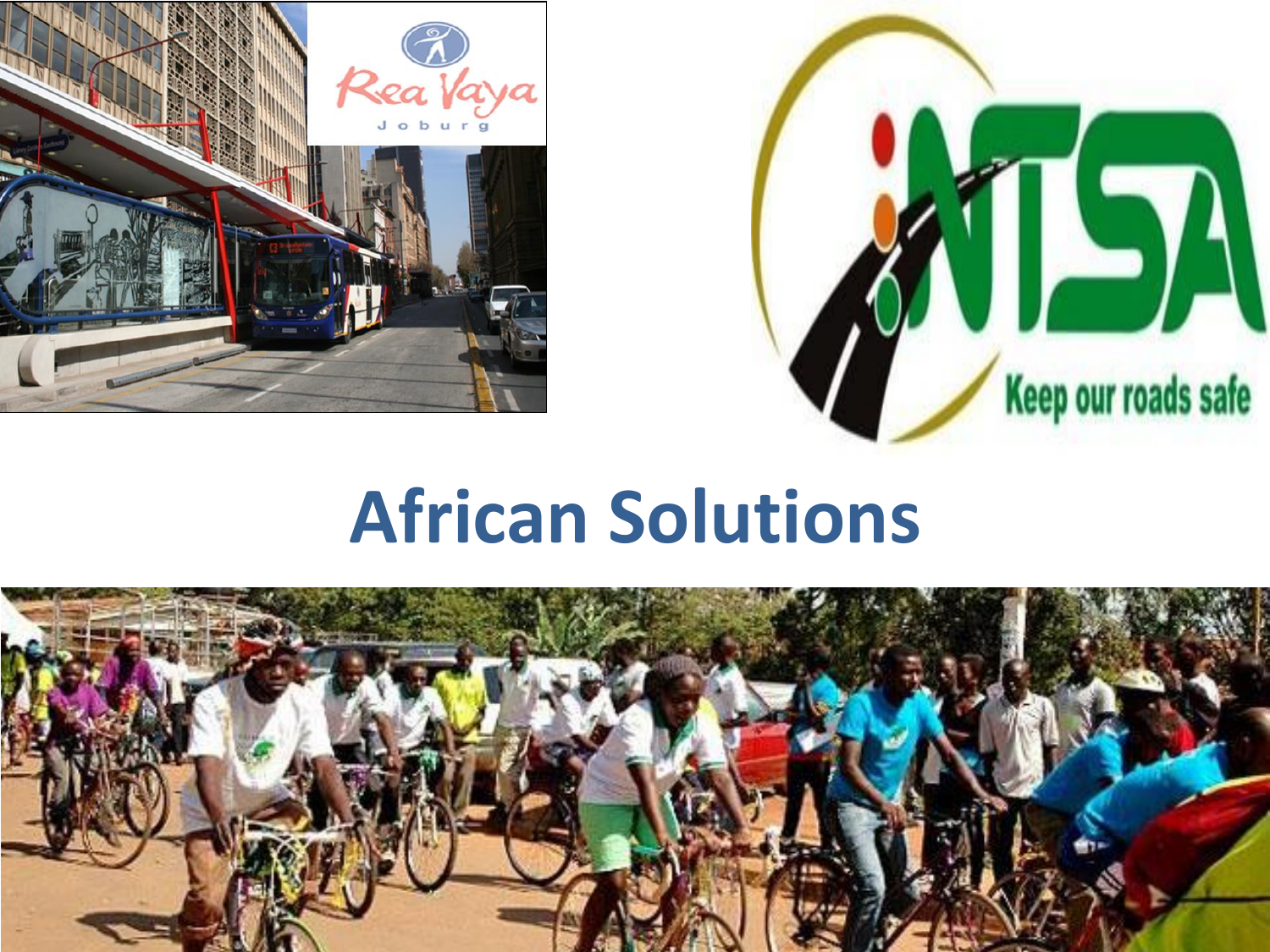# African Solutions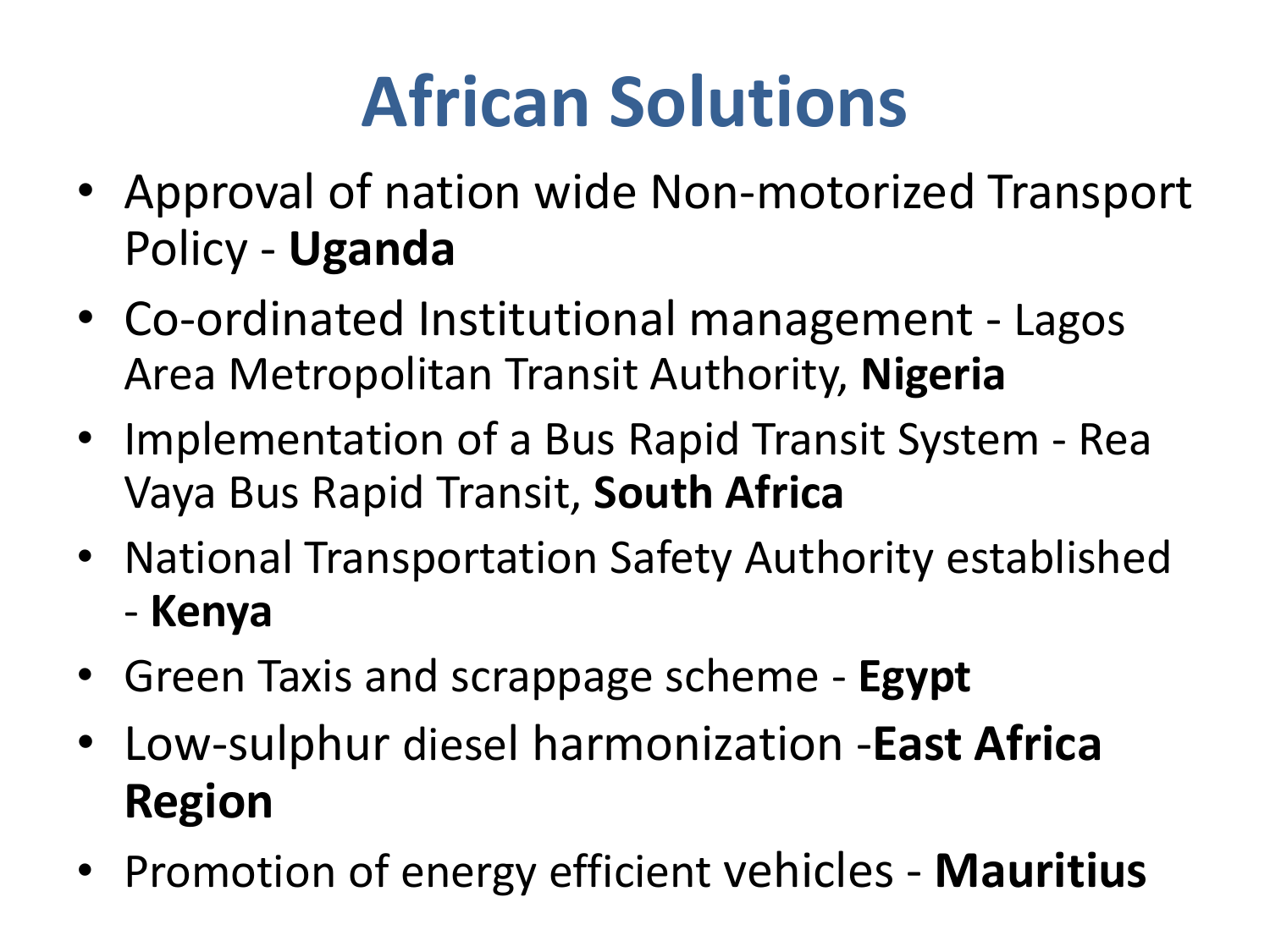# African Solutions

- Approval of nation wide Non-motorized Transport Policy - **Uganda**
- Co-ordinated Institutional management - Lagos Area Metropolitan Transit Authority, **Nigeria**
- Implementation of a Bus Rapid Transit System - Rea Vaya Bus Rapid Transit, **South Africa**
- National Transportation Safety Authority established - **Kenya**
- Green Taxis and scrappage scheme - **Egypt**
- Low-sulphur diesel harmonization -**East Africa Region**
- Promotion of energy efficient vehicles - **Mauritius**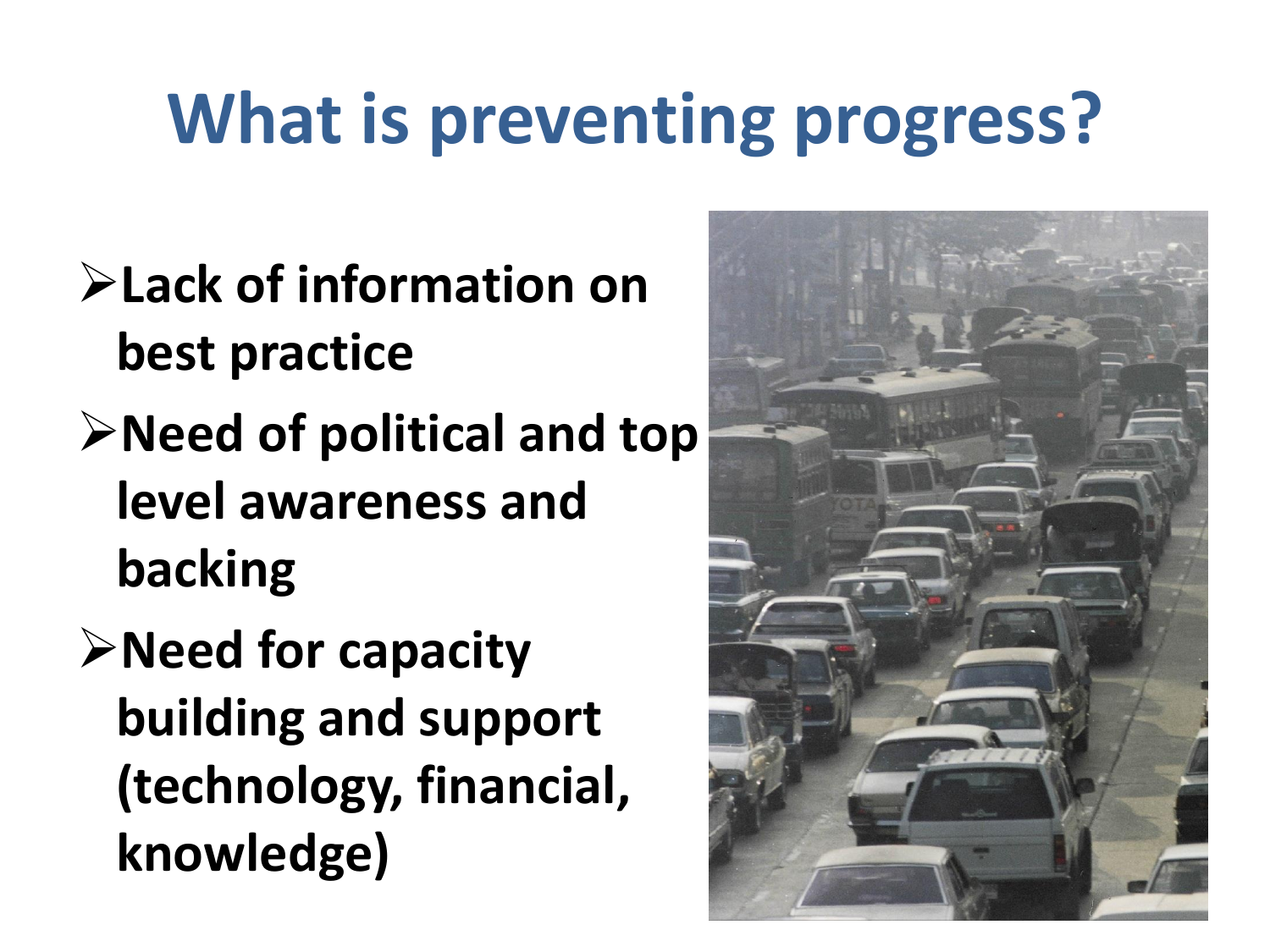# What is preventing progress?

- **Lack of information on best practice**
- **Need of political and top level awareness and backing**
- **Need for capacity building and support (technology, financial, knowledge)**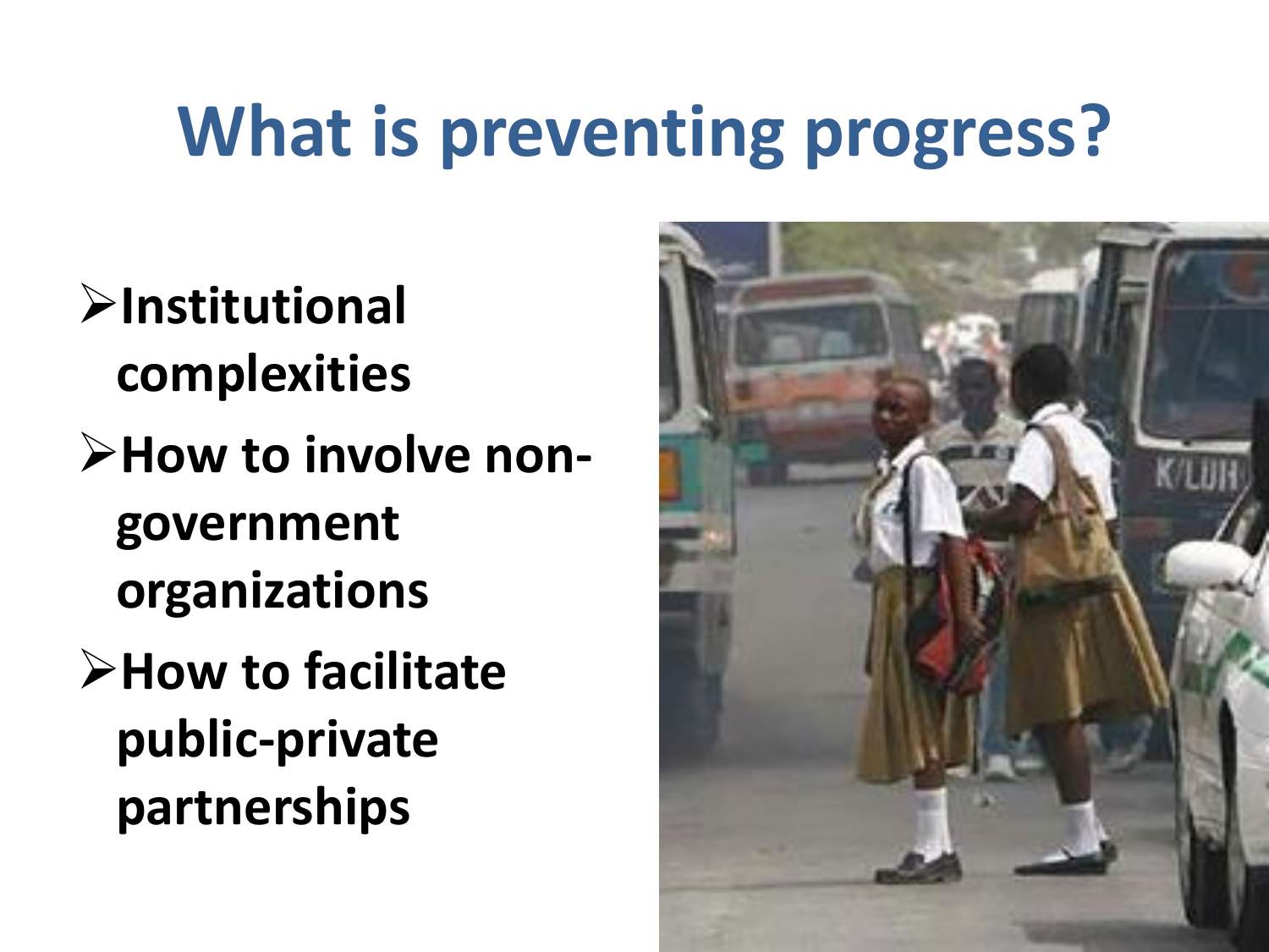# What is preventing progress?

- Institutional complexities
- How to involve non-government organizations
- How to facilitate public-private partnerships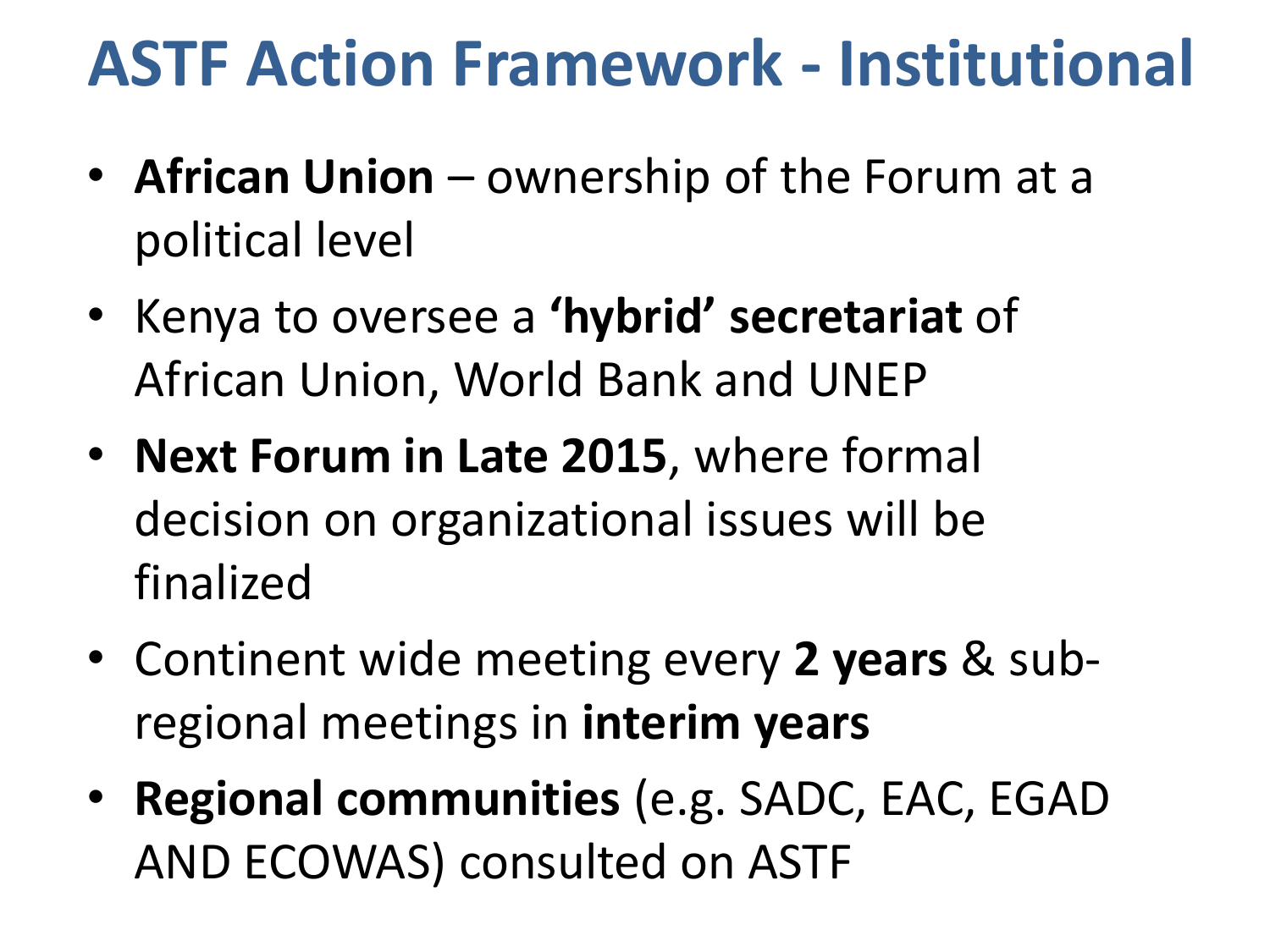# ASTF Action Framework - Institutional

- **African Union** – ownership of the Forum at a political level
- Kenya to oversee a **'hybrid' secretariat** of African Union, World Bank and UNEP
- **Next Forum in Late 2015**, where formal decision on organizational issues will be finalized
- Continent wide meeting every **2 years** & sub-regional meetings in **interim years**
- **Regional communities** (e.g. SADC, EAC, EGAD AND ECOWAS) consulted on ASTF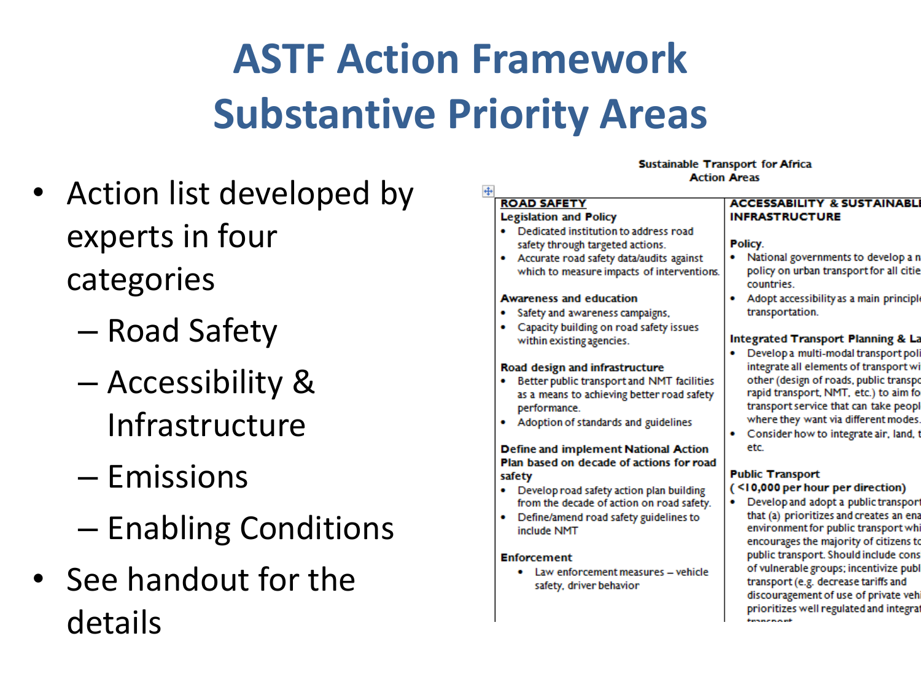# ASTF Action Framework Substantive Priority Areas

- Action list developed by experts in four categories
  - Road Safety
  - Accessibility & Infrastructure
  - Emissions
  - Enabling Conditions
- See handout for the details

**Sustainable Transport for Africa**
**Action Areas**

| ROAD SAFETY | ACCESSABILITY & SUSTAINABLE INFRASTRUCTURE |
|---|---|
| **Legislation and Policy**<br>• Dedicated institution to address road safety through targeted actions.<br>• Accurate road safety data/audits against which to measure impacts of interventions.<br><br>**Awareness and education**<br>• Safety and awareness campaigns.<br>• Capacity building on road safety issues within existing agencies.<br><br>**Road design and infrastructure**<br>• Better public transport and NMT facilities as a means to achieving better road safety performance.<br>• Adoption of standards and guidelines<br><br>**Define and implement National Action Plan based on decade of actions for road safety**<br>• Develop road safety action plan building from the decade of action on road safety.<br>• Define/amend road safety guidelines to include NMT<br><br>**Enforcement**<br>• Law enforcement measures – vehicle safety, driver behavior | **Policy.**<br>• National governments to develop a n policy on urban transport for all citie countries.<br>• Adopt accessibility as a main principl transportation.<br><br>**Integrated Transport Planning & La**<br>• Develop a multi-modal transport poli integrate all elements of transport wi other (design of roads, public transpo rapid transport, NMT, etc.) to aim fo transport service that can take peopl where they want via different modes.<br>• Consider how to integrate air, land, t etc.<br><br>**Public Transport**<br>**( <10,000 per hour per direction)**<br>• Develop and adopt a public transport that (a) prioritizes and creates an ena environment for public transport whi encourages the majority of citizens to public transport. Should include cons of vulnerable groups; incentivize publ transport (e.g. decrease tariffs and discouragement of use of private vehi prioritizes well regulated and integrat transport |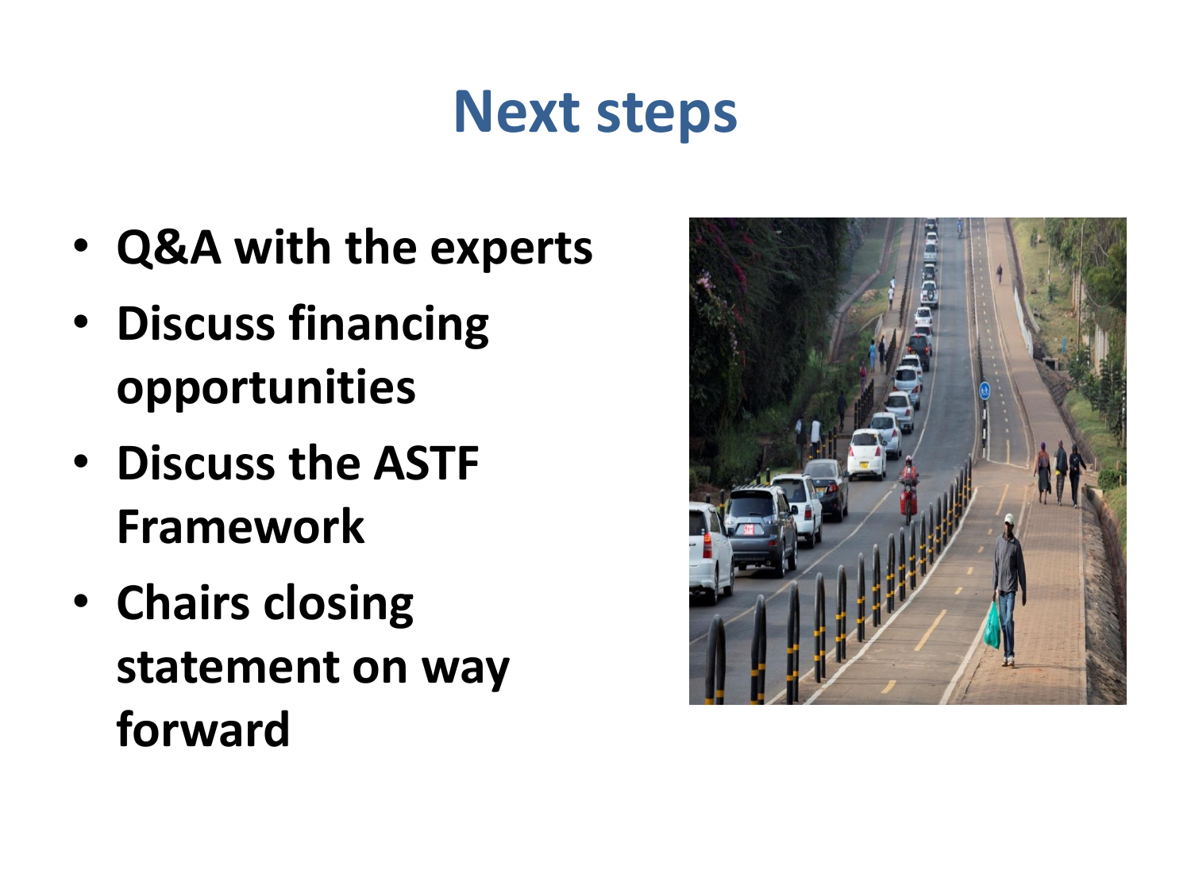# Next steps

- **Q&A with the experts**
- **Discuss financing opportunities**
- **Discuss the ASTF Framework**
- **Chairs closing statement on way forward**